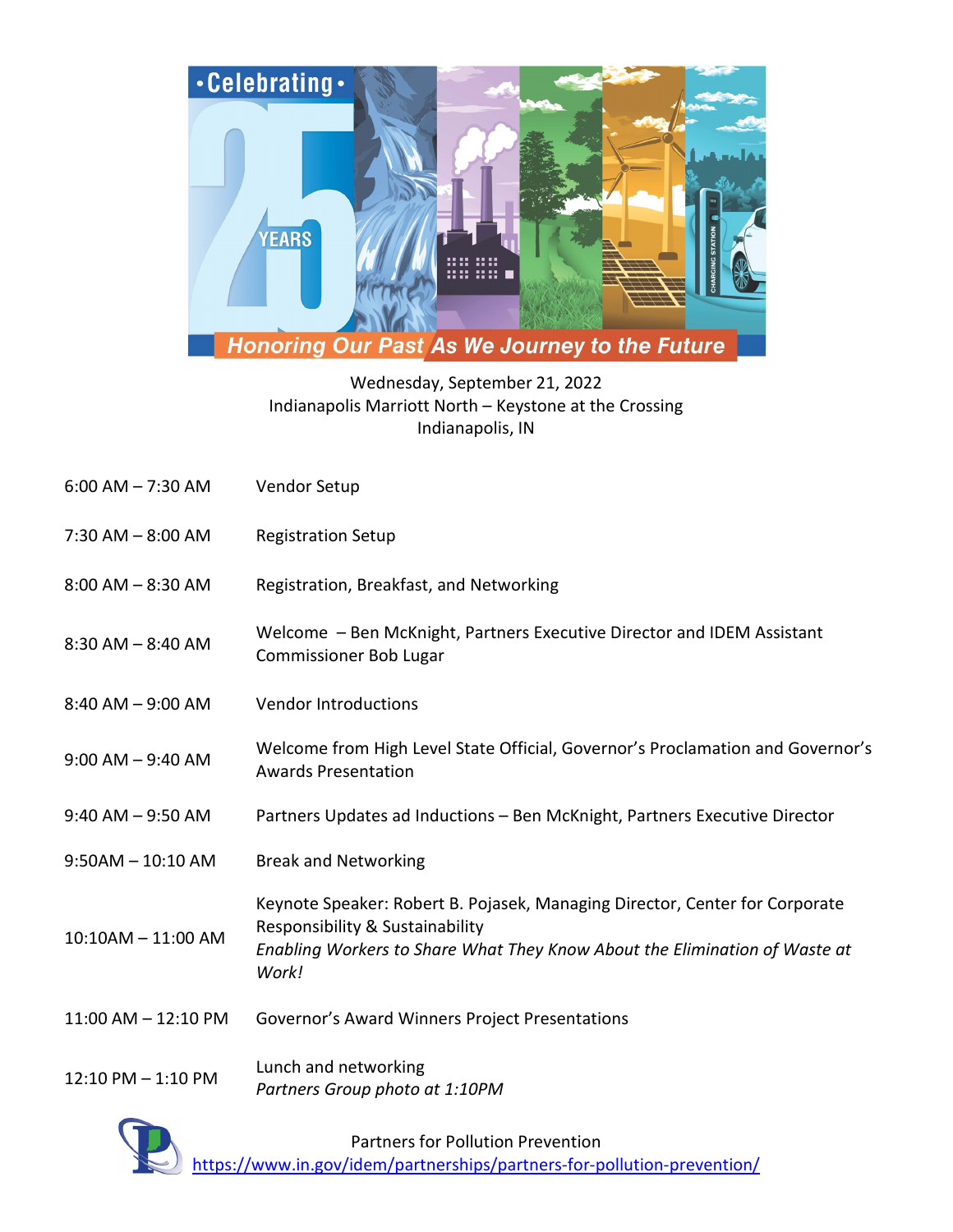•Celebrating• 25 YEARS

Honoring Our Past As We Journey to the Future

Wednesday, September 21, 2022
Indianapolis Marriott North – Keystone at the Crossing
Indianapolis, IN

| | |
|---|---|
| 6:00 AM – 7:30 AM | Vendor Setup |
| 7:30 AM – 8:00 AM | Registration Setup |
| 8:00 AM – 8:30 AM | Registration, Breakfast, and Networking |
| 8:30 AM – 8:40 AM | Welcome – Ben McKnight, Partners Executive Director and IDEM Assistant Commissioner Bob Lugar |
| 8:40 AM – 9:00 AM | Vendor Introductions |
| 9:00 AM – 9:40 AM | Welcome from High Level State Official, Governor's Proclamation and Governor's Awards Presentation |
| 9:40 AM – 9:50 AM | Partners Updates ad Inductions – Ben McKnight, Partners Executive Director |
| 9:50AM – 10:10 AM | Break and Networking |
| 10:10AM – 11:00 AM | Keynote Speaker: Robert B. Pojasek, Managing Director, Center for Corporate Responsibility & Sustainability *Enabling Workers to Share What They Know About the Elimination of Waste at Work!* |
| 11:00 AM – 12:10 PM | Governor's Award Winners Project Presentations |
| 12:10 PM – 1:10 PM | Lunch and networking *Partners Group photo at 1:10PM* |

Partners for Pollution Prevention
https://www.in.gov/idem/partnerships/partners-for-pollution-prevention/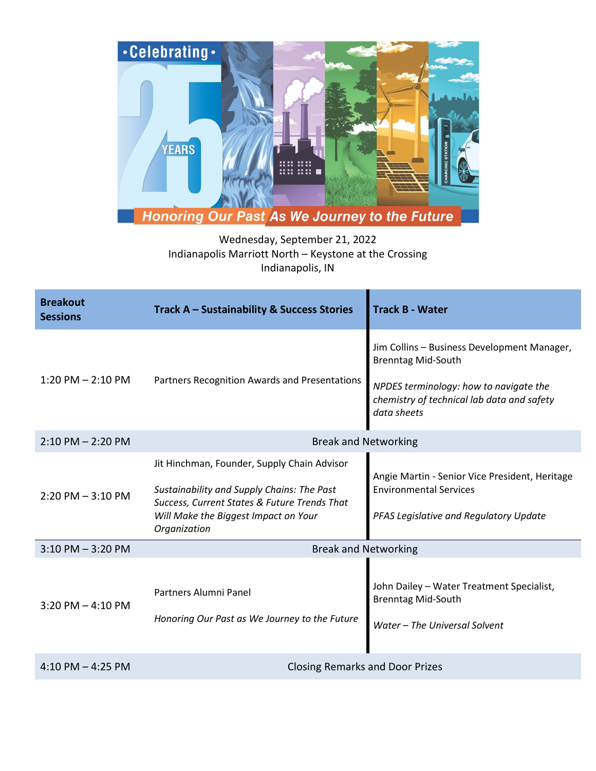Celebrating 25 YEARS

Honoring Our Past As We Journey to the Future

Wednesday, September 21, 2022
Indianapolis Marriott North – Keystone at the Crossing
Indianapolis, IN

| Breakout Sessions | Track A – Sustainability & Success Stories | Track B - Water |
|---|---|---|
| 1:20 PM – 2:10 PM | Partners Recognition Awards and Presentations | Jim Collins – Business Development Manager, Brenntag Mid-South<br><br>*NPDES terminology: how to navigate the chemistry of technical lab data and safety data sheets* |
| 2:10 PM – 2:20 PM | Break and Networking | |
| 2:20 PM – 3:10 PM | Jit Hinchman, Founder, Supply Chain Advisor<br><br>*Sustainability and Supply Chains: The Past Success, Current States & Future Trends That Will Make the Biggest Impact on Your Organization* | Angie Martin - Senior Vice President, Heritage Environmental Services<br><br>*PFAS Legislative and Regulatory Update* |
| 3:10 PM – 3:20 PM | Break and Networking | |
| 3:20 PM – 4:10 PM | Partners Alumni Panel<br><br>*Honoring Our Past as We Journey to the Future* | John Dailey – Water Treatment Specialist, Brenntag Mid-South<br><br>*Water – The Universal Solvent* |
| 4:10 PM – 4:25 PM | Closing Remarks and Door Prizes | |